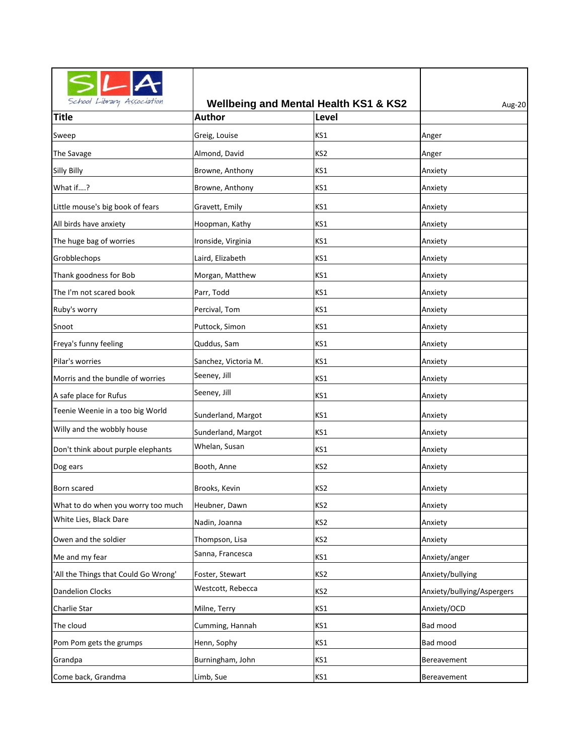School Library Association

# Wellbeing and Mental Health KS1 & KS2

Aug-20

| Title | Author | Level | |
|---|---|---|---|
| Sweep | Greig, Louise | KS1 | Anger |
| The Savage | Almond, David | KS2 | Anger |
| Silly Billy | Browne, Anthony | KS1 | Anxiety |
| What if....? | Browne, Anthony | KS1 | Anxiety |
| Little mouse's big book of fears | Gravett, Emily | KS1 | Anxiety |
| All birds have anxiety | Hoopman, Kathy | KS1 | Anxiety |
| The huge bag of worries | Ironside, Virginia | KS1 | Anxiety |
| Grobblechops | Laird, Elizabeth | KS1 | Anxiety |
| Thank goodness for Bob | Morgan, Matthew | KS1 | Anxiety |
| The I'm not scared book | Parr, Todd | KS1 | Anxiety |
| Ruby's worry | Percival, Tom | KS1 | Anxiety |
| Snoot | Puttock, Simon | KS1 | Anxiety |
| Freya's funny feeling | Quddus, Sam | KS1 | Anxiety |
| Pilar's worries | Sanchez, Victoria M. | KS1 | Anxiety |
| Morris and the bundle of worries | Seeney, Jill | KS1 | Anxiety |
| A safe place for Rufus | Seeney, Jill | KS1 | Anxiety |
| Teenie Weenie in a too big World | Sunderland, Margot | KS1 | Anxiety |
| Willy and the wobbly house | Sunderland, Margot | KS1 | Anxiety |
| Don't think about purple elephants | Whelan, Susan | KS1 | Anxiety |
| Dog ears | Booth, Anne | KS2 | Anxiety |
| Born scared | Brooks, Kevin | KS2 | Anxiety |
| What to do when you worry too much | Heubner, Dawn | KS2 | Anxiety |
| White Lies, Black Dare | Nadin, Joanna | KS2 | Anxiety |
| Owen and the soldier | Thompson, Lisa | KS2 | Anxiety |
| Me and my fear | Sanna, Francesca | KS1 | Anxiety/anger |
| 'All the Things that Could Go Wrong' | Foster, Stewart | KS2 | Anxiety/bullying |
| Dandelion Clocks | Westcott, Rebecca | KS2 | Anxiety/bullying/Aspergers |
| Charlie Star | Milne, Terry | KS1 | Anxiety/OCD |
| The cloud | Cumming, Hannah | KS1 | Bad mood |
| Pom Pom gets the grumps | Henn, Sophy | KS1 | Bad mood |
| Grandpa | Burningham, John | KS1 | Bereavement |
| Come back, Grandma | Limb, Sue | KS1 | Bereavement |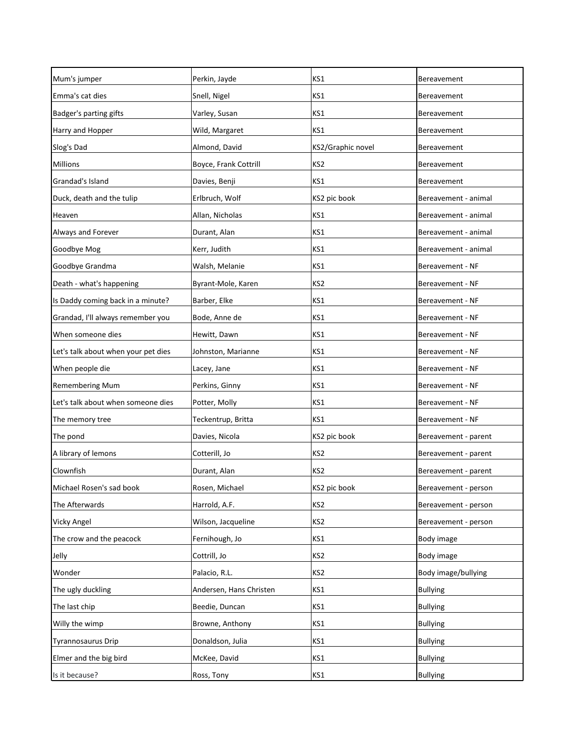| Mum's jumper | Perkin, Jayde | KS1 | Bereavement |
|---|---|---|---|
| Emma's cat dies | Snell, Nigel | KS1 | Bereavement |
| Badger's parting gifts | Varley, Susan | KS1 | Bereavement |
| Harry and Hopper | Wild, Margaret | KS1 | Bereavement |
| Slog's Dad | Almond, David | KS2/Graphic novel | Bereavement |
| Millions | Boyce, Frank Cottrill | KS2 | Bereavement |
| Grandad's Island | Davies, Benji | KS1 | Bereavement |
| Duck, death and the tulip | Erlbruch, Wolf | KS2 pic book | Bereavement - animal |
| Heaven | Allan, Nicholas | KS1 | Bereavement - animal |
| Always and Forever | Durant, Alan | KS1 | Bereavement - animal |
| Goodbye Mog | Kerr, Judith | KS1 | Bereavement - animal |
| Goodbye Grandma | Walsh, Melanie | KS1 | Bereavement - NF |
| Death - what's happening | Byrant-Mole, Karen | KS2 | Bereavement - NF |
| Is Daddy coming back in a minute? | Barber, Elke | KS1 | Bereavement - NF |
| Grandad, I'll always remember you | Bode, Anne de | KS1 | Bereavement - NF |
| When someone dies | Hewitt, Dawn | KS1 | Bereavement - NF |
| Let's talk about when your pet dies | Johnston, Marianne | KS1 | Bereavement - NF |
| When people die | Lacey, Jane | KS1 | Bereavement - NF |
| Remembering Mum | Perkins, Ginny | KS1 | Bereavement - NF |
| Let's talk about when someone dies | Potter, Molly | KS1 | Bereavement - NF |
| The memory tree | Teckentrup, Britta | KS1 | Bereavement - NF |
| The pond | Davies, Nicola | KS2 pic book | Bereavement - parent |
| A library of lemons | Cotterill, Jo | KS2 | Bereavement - parent |
| Clownfish | Durant, Alan | KS2 | Bereavement - parent |
| Michael Rosen's sad book | Rosen, Michael | KS2 pic book | Bereavement - person |
| The Afterwards | Harrold, A.F. | KS2 | Bereavement - person |
| Vicky Angel | Wilson, Jacqueline | KS2 | Bereavement - person |
| The crow and the peacock | Fernihough, Jo | KS1 | Body image |
| Jelly | Cottrill, Jo | KS2 | Body image |
| Wonder | Palacio, R.L. | KS2 | Body image/bullying |
| The ugly duckling | Andersen, Hans Christen | KS1 | Bullying |
| The last chip | Beedie, Duncan | KS1 | Bullying |
| Willy the wimp | Browne, Anthony | KS1 | Bullying |
| Tyrannosaurus Drip | Donaldson, Julia | KS1 | Bullying |
| Elmer and the big bird | McKee, David | KS1 | Bullying |
| Is it because? | Ross, Tony | KS1 | Bullying |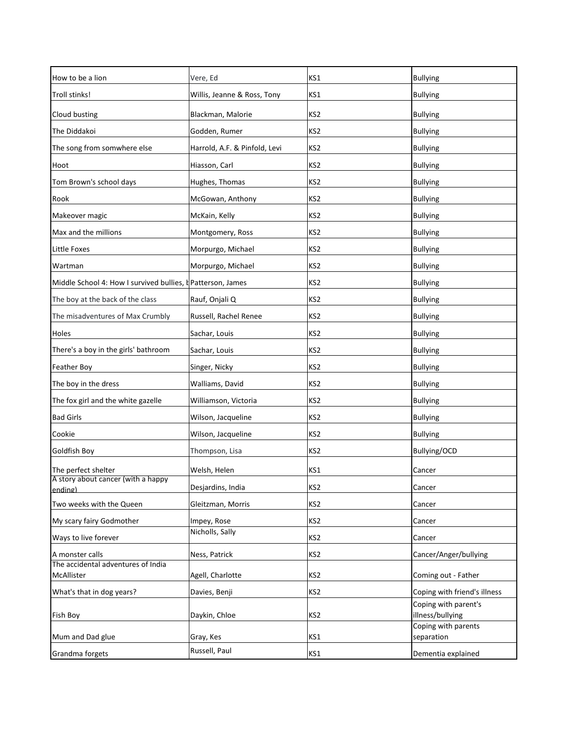| How to be a lion | Vere, Ed | KS1 | Bullying |
|---|---|---|---|
| Troll stinks! | Willis, Jeanne & Ross, Tony | KS1 | Bullying |
| Cloud busting | Blackman, Malorie | KS2 | Bullying |
| The Diddakoi | Godden, Rumer | KS2 | Bullying |
| The song from somwhere else | Harrold, A.F. & Pinfold, Levi | KS2 | Bullying |
| Hoot | Hiasson, Carl | KS2 | Bullying |
| Tom Brown's school days | Hughes, Thomas | KS2 | Bullying |
| Rook | McGowan, Anthony | KS2 | Bullying |
| Makeover magic | McKain, Kelly | KS2 | Bullying |
| Max and the millions | Montgomery, Ross | KS2 | Bullying |
| Little Foxes | Morpurgo, Michael | KS2 | Bullying |
| Wartman | Morpurgo, Michael | KS2 | Bullying |
| Middle School 4: How I survived bullies, b | Patterson, James | KS2 | Bullying |
| The boy at the back of the class | Rauf, Onjali Q | KS2 | Bullying |
| The misadventures of Max Crumbly | Russell, Rachel Renee | KS2 | Bullying |
| Holes | Sachar, Louis | KS2 | Bullying |
| There's a boy in the girls' bathroom | Sachar, Louis | KS2 | Bullying |
| Feather Boy | Singer, Nicky | KS2 | Bullying |
| The boy in the dress | Walliams, David | KS2 | Bullying |
| The fox girl and the white gazelle | Williamson, Victoria | KS2 | Bullying |
| Bad Girls | Wilson, Jacqueline | KS2 | Bullying |
| Cookie | Wilson, Jacqueline | KS2 | Bullying |
| Goldfish Boy | Thompson, Lisa | KS2 | Bullying/OCD |
| The perfect shelter | Welsh, Helen | KS1 | Cancer |
| A story about cancer (with a happy ending) | Desjardins, India | KS2 | Cancer |
| Two weeks with the Queen | Gleitzman, Morris | KS2 | Cancer |
| My scary fairy Godmother | Impey, Rose | KS2 | Cancer |
| Ways to live forever | Nicholls, Sally | KS2 | Cancer |
| A monster calls | Ness, Patrick | KS2 | Cancer/Anger/bullying |
| The accidental adventures of India McAllister | Agell, Charlotte | KS2 | Coming out - Father |
| What's that in dog years? | Davies, Benji | KS2 | Coping with friend's illness |
| Fish Boy | Daykin, Chloe | KS2 | Coping with parent's illness/bullying |
| Mum and Dad glue | Gray, Kes | KS1 | Coping with parents separation |
| Grandma forgets | Russell, Paul | KS1 | Dementia explained |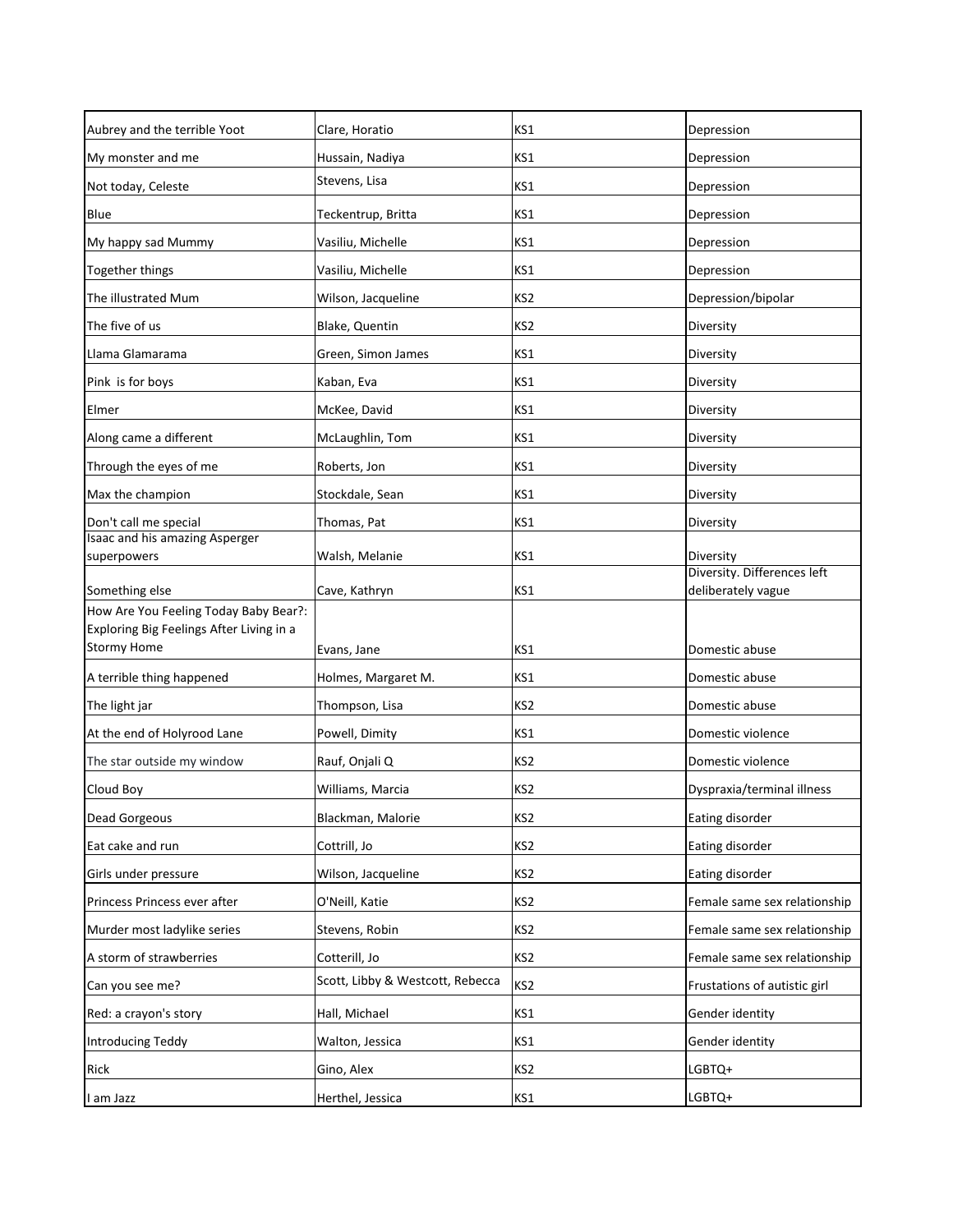| | | | |
|---|---|---|---|
| Aubrey and the terrible Yoot | Clare, Horatio | KS1 | Depression |
| My monster and me | Hussain, Nadiya | KS1 | Depression |
| Not today, Celeste | Stevens, Lisa | KS1 | Depression |
| Blue | Teckentrup, Britta | KS1 | Depression |
| My happy sad Mummy | Vasiliu, Michelle | KS1 | Depression |
| Together things | Vasiliu, Michelle | KS1 | Depression |
| The illustrated Mum | Wilson, Jacqueline | KS2 | Depression/bipolar |
| The five of us | Blake, Quentin | KS2 | Diversity |
| Llama Glamarama | Green, Simon James | KS1 | Diversity |
| Pink  is for boys | Kaban, Eva | KS1 | Diversity |
| Elmer | McKee, David | KS1 | Diversity |
| Along came a different | McLaughlin, Tom | KS1 | Diversity |
| Through the eyes of me | Roberts, Jon | KS1 | Diversity |
| Max the champion | Stockdale, Sean | KS1 | Diversity |
| Don't call me special | Thomas, Pat | KS1 | Diversity |
| Isaac and his amazing Asperger superpowers | Walsh, Melanie | KS1 | Diversity |
| Something else | Cave, Kathryn | KS1 | Diversity. Differences left deliberately vague |
| How Are You Feeling Today Baby Bear?: Exploring Big Feelings After Living in a Stormy Home | Evans, Jane | KS1 | Domestic abuse |
| A terrible thing happened | Holmes, Margaret M. | KS1 | Domestic abuse |
| The light jar | Thompson, Lisa | KS2 | Domestic abuse |
| At the end of Holyrood Lane | Powell, Dimity | KS1 | Domestic violence |
| The star outside my window | Rauf, Onjali Q | KS2 | Domestic violence |
| Cloud Boy | Williams, Marcia | KS2 | Dyspraxia/terminal illness |
| Dead Gorgeous | Blackman, Malorie | KS2 | Eating disorder |
| Eat cake and run | Cottrill, Jo | KS2 | Eating disorder |
| Girls under pressure | Wilson, Jacqueline | KS2 | Eating disorder |
| Princess Princess ever after | O'Neill, Katie | KS2 | Female same sex relationship |
| Murder most ladylike series | Stevens, Robin | KS2 | Female same sex relationship |
| A storm of strawberries | Cotterill, Jo | KS2 | Female same sex relationship |
| Can you see me? | Scott, Libby & Westcott, Rebecca | KS2 | Frustations of autistic girl |
| Red: a crayon's story | Hall, Michael | KS1 | Gender identity |
| Introducing Teddy | Walton, Jessica | KS1 | Gender identity |
| Rick | Gino, Alex | KS2 | LGBTQ+ |
| I am Jazz | Herthel, Jessica | KS1 | LGBTQ+ |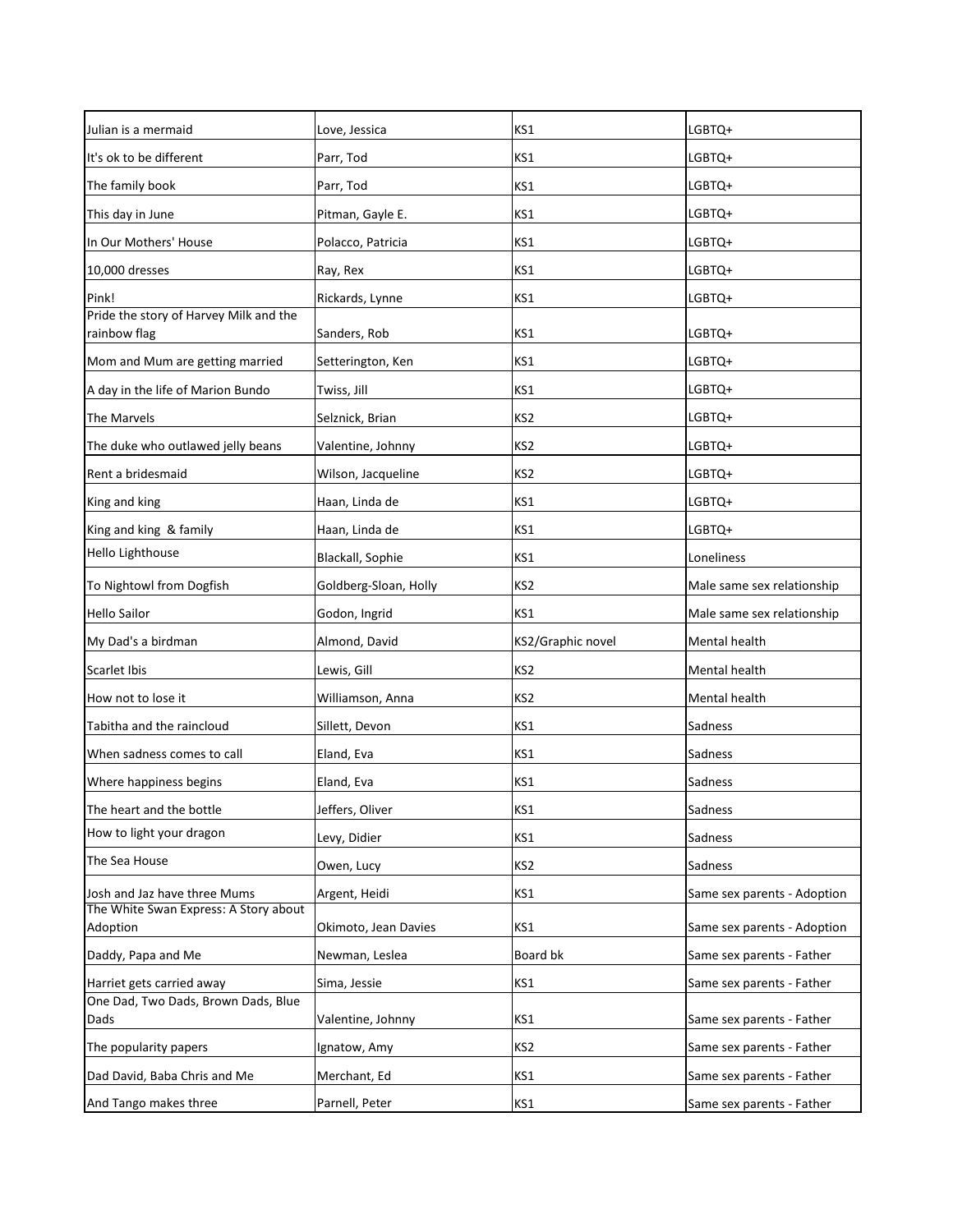| | | | |
|---|---|---|---|
| Julian is a mermaid | Love, Jessica | KS1 | LGBTQ+ |
| It's ok to be different | Parr, Tod | KS1 | LGBTQ+ |
| The family book | Parr, Tod | KS1 | LGBTQ+ |
| This day in June | Pitman, Gayle E. | KS1 | LGBTQ+ |
| In Our Mothers' House | Polacco, Patricia | KS1 | LGBTQ+ |
| 10,000 dresses | Ray, Rex | KS1 | LGBTQ+ |
| Pink! | Rickards, Lynne | KS1 | LGBTQ+ |
| Pride the story of Harvey Milk and the rainbow flag | Sanders, Rob | KS1 | LGBTQ+ |
| Mom and Mum are getting married | Setterington, Ken | KS1 | LGBTQ+ |
| A day in the life of Marion Bundo | Twiss, Jill | KS1 | LGBTQ+ |
| The Marvels | Selznick, Brian | KS2 | LGBTQ+ |
| The duke who outlawed jelly beans | Valentine, Johnny | KS2 | LGBTQ+ |
| Rent a bridesmaid | Wilson, Jacqueline | KS2 | LGBTQ+ |
| King and king | Haan, Linda de | KS1 | LGBTQ+ |
| King and king & family | Haan, Linda de | KS1 | LGBTQ+ |
| Hello Lighthouse | Blackall, Sophie | KS1 | Loneliness |
| To Nightowl from Dogfish | Goldberg-Sloan, Holly | KS2 | Male same sex relationship |
| Hello Sailor | Godon, Ingrid | KS1 | Male same sex relationship |
| My Dad's a birdman | Almond, David | KS2/Graphic novel | Mental health |
| Scarlet Ibis | Lewis, Gill | KS2 | Mental health |
| How not to lose it | Williamson, Anna | KS2 | Mental health |
| Tabitha and the raincloud | Sillett, Devon | KS1 | Sadness |
| When sadness comes to call | Eland, Eva | KS1 | Sadness |
| Where happiness begins | Eland, Eva | KS1 | Sadness |
| The heart and the bottle | Jeffers, Oliver | KS1 | Sadness |
| How to light your dragon | Levy, Didier | KS1 | Sadness |
| The Sea House | Owen, Lucy | KS2 | Sadness |
| Josh and Jaz have three Mums | Argent, Heidi | KS1 | Same sex parents - Adoption |
| The White Swan Express: A Story about Adoption | Okimoto, Jean Davies | KS1 | Same sex parents - Adoption |
| Daddy, Papa and Me | Newman, Leslea | Board bk | Same sex parents - Father |
| Harriet gets carried away | Sima, Jessie | KS1 | Same sex parents - Father |
| One Dad, Two Dads, Brown Dads, Blue Dads | Valentine, Johnny | KS1 | Same sex parents - Father |
| The popularity papers | Ignatow, Amy | KS2 | Same sex parents - Father |
| Dad David, Baba Chris and Me | Merchant, Ed | KS1 | Same sex parents - Father |
| And Tango makes three | Parnell, Peter | KS1 | Same sex parents - Father |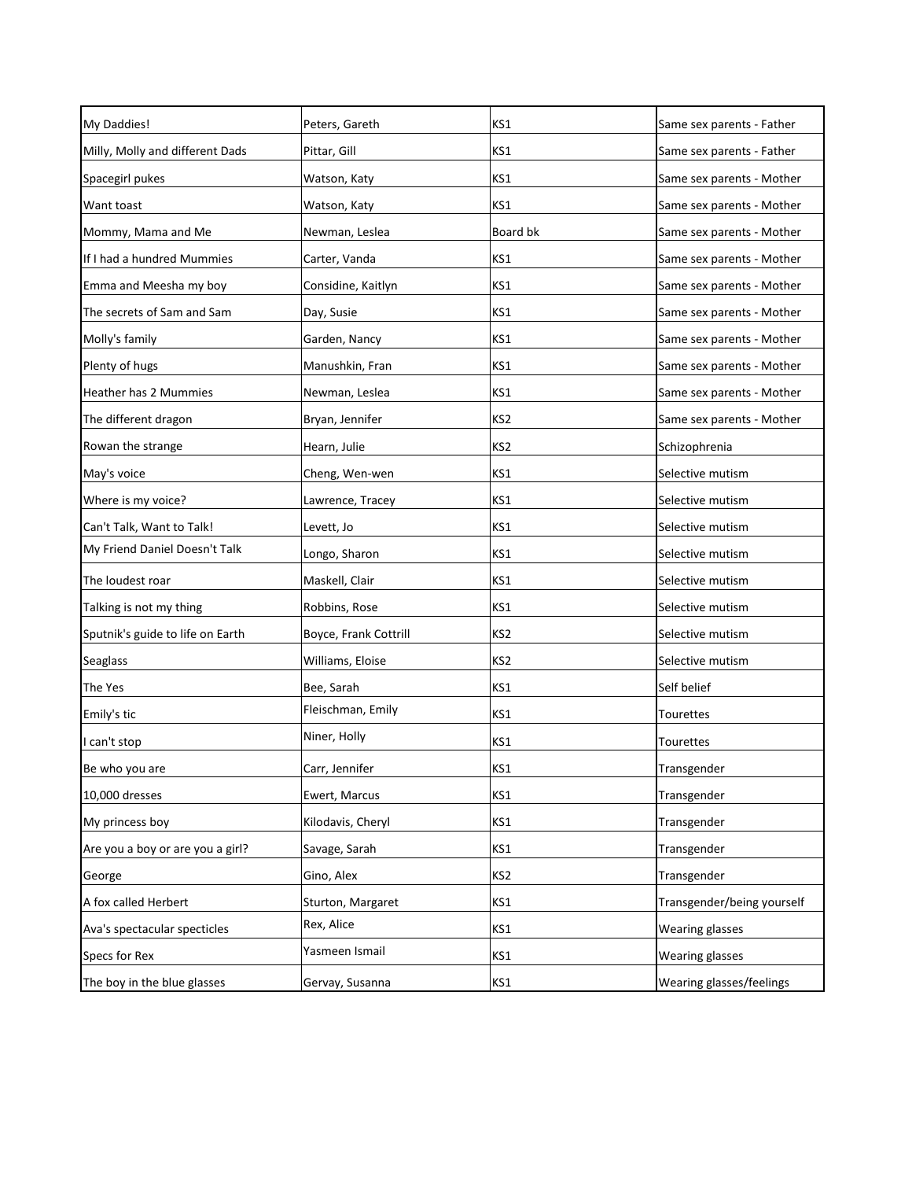| | | | |
|---|---|---|---|
| My Daddies! | Peters, Gareth | KS1 | Same sex parents - Father |
| Milly, Molly and different Dads | Pittar, Gill | KS1 | Same sex parents - Father |
| Spacegirl pukes | Watson, Katy | KS1 | Same sex parents - Mother |
| Want toast | Watson, Katy | KS1 | Same sex parents - Mother |
| Mommy, Mama and Me | Newman, Leslea | Board bk | Same sex parents - Mother |
| If I had a hundred Mummies | Carter, Vanda | KS1 | Same sex parents - Mother |
| Emma and Meesha my boy | Considine, Kaitlyn | KS1 | Same sex parents - Mother |
| The secrets of Sam and Sam | Day, Susie | KS1 | Same sex parents - Mother |
| Molly's family | Garden, Nancy | KS1 | Same sex parents - Mother |
| Plenty of hugs | Manushkin, Fran | KS1 | Same sex parents - Mother |
| Heather has 2 Mummies | Newman, Leslea | KS1 | Same sex parents - Mother |
| The different dragon | Bryan, Jennifer | KS2 | Same sex parents - Mother |
| Rowan the strange | Hearn, Julie | KS2 | Schizophrenia |
| May's voice | Cheng, Wen-wen | KS1 | Selective mutism |
| Where is my voice? | Lawrence, Tracey | KS1 | Selective mutism |
| Can't Talk, Want to Talk! | Levett, Jo | KS1 | Selective mutism |
| My Friend Daniel Doesn't Talk | Longo, Sharon | KS1 | Selective mutism |
| The loudest roar | Maskell, Clair | KS1 | Selective mutism |
| Talking is not my thing | Robbins, Rose | KS1 | Selective mutism |
| Sputnik's guide to life on Earth | Boyce, Frank Cottrill | KS2 | Selective mutism |
| Seaglass | Williams, Eloise | KS2 | Selective mutism |
| The Yes | Bee, Sarah | KS1 | Self belief |
| Emily's tic | Fleischman, Emily | KS1 | Tourettes |
| I can't stop | Niner, Holly | KS1 | Tourettes |
| Be who you are | Carr, Jennifer | KS1 | Transgender |
| 10,000 dresses | Ewert, Marcus | KS1 | Transgender |
| My princess boy | Kilodavis, Cheryl | KS1 | Transgender |
| Are you a boy or are you a girl? | Savage, Sarah | KS1 | Transgender |
| George | Gino, Alex | KS2 | Transgender |
| A fox called Herbert | Sturton, Margaret | KS1 | Transgender/being yourself |
| Ava's spectacular specticles | Rex, Alice | KS1 | Wearing glasses |
| Specs for Rex | Yasmeen Ismail | KS1 | Wearing glasses |
| The boy in the blue glasses | Gervay, Susanna | KS1 | Wearing glasses/feelings |